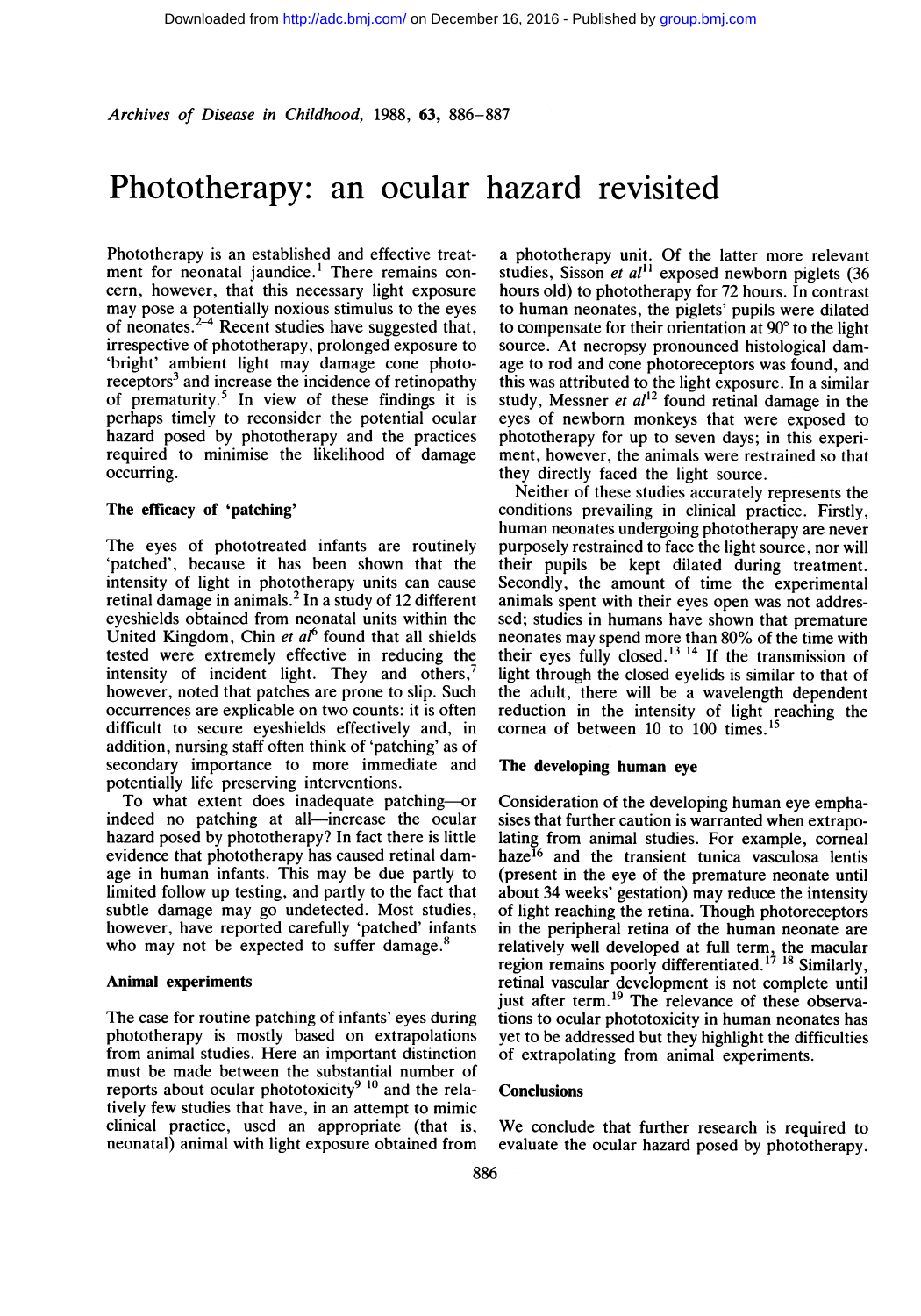# Phototherapy: an ocular hazard revisited

Phototherapy is an established and effective treatment for neonatal jaundice.[1] There remains concern, however, that this necessary light exposure may pose a potentially noxious stimulus to the eyes of neonates.[2-4] Recent studies have suggested that, irrespective of phototherapy, prolonged exposure to 'bright' ambient light may damage cone photoreceptors[3] and increase the incidence of retinopathy of prematurity.[5] In view of these findings it is perhaps timely to reconsider the potential ocular hazard posed by phototherapy and the practices required to minimise the likelihood of damage occurring.

### The efficacy of 'patching'

The eyes of phototreated infants are routinely 'patched', because it has been shown that the intensity of light in phototherapy units can cause retinal damage in animals.[2] In a study of 12 different eyeshields obtained from neonatal units within the United Kingdom, Chin *et al*[6] found that all shields tested were extremely effective in reducing the intensity of incident light. They and others,[7] however, noted that patches are prone to slip. Such occurrences are explicable on two counts: it is often difficult to secure eyeshields effectively and, in addition, nursing staff often think of 'patching' as of secondary importance to more immediate and potentially life preserving interventions.

To what extent does inadequate patching—or indeed no patching at all—increase the ocular hazard posed by phototherapy? In fact there is little evidence that phototherapy has caused retinal damage in human infants. This may be due partly to limited follow up testing, and partly to the fact that subtle damage may go undetected. Most studies, however, have reported carefully 'patched' infants who may not be expected to suffer damage.[8]

### Animal experiments

The case for routine patching of infants' eyes during phototherapy is mostly based on extrapolations from animal studies. Here an important distinction must be made between the substantial number of reports about ocular phototoxicity[9 10] and the relatively few studies that have, in an attempt to mimic clinical practice, used an appropriate (that is, neonatal) animal with light exposure obtained from a phototherapy unit. Of the latter more relevant studies, Sisson *et al*[11] exposed newborn piglets (36 hours old) to phototherapy for 72 hours. In contrast to human neonates, the piglets' pupils were dilated to compensate for their orientation at 90° to the light source. At necropsy pronounced histological damage to rod and cone photoreceptors was found, and this was attributed to the light exposure. In a similar study, Messner *et al*[12] found retinal damage in the eyes of newborn monkeys that were exposed to phototherapy for up to seven days; in this experiment, however, the animals were restrained so that they directly faced the light source.

Neither of these studies accurately represents the conditions prevailing in clinical practice. Firstly, human neonates undergoing phototherapy are never purposely restrained to face the light source, nor will their pupils be kept dilated during treatment. Secondly, the amount of time the experimental animals spent with their eyes open was not addressed; studies in humans have shown that premature neonates may spend more than 80% of the time with their eyes fully closed.[13 14] If the transmission of light through the closed eyelids is similar to that of the adult, there will be a wavelength dependent reduction in the intensity of light reaching the cornea of between 10 to 100 times.[15]

### The developing human eye

Consideration of the developing human eye emphasises that further caution is warranted when extrapolating from animal studies. For example, corneal haze[16] and the transient tunica vasculosa lentis (present in the eye of the premature neonate until about 34 weeks' gestation) may reduce the intensity of light reaching the retina. Though photoreceptors in the peripheral retina of the human neonate are relatively well developed at full term, the macular region remains poorly differentiated.[17 18] Similarly, retinal vascular development is not complete until just after term.[19] The relevance of these observations to ocular phototoxicity in human neonates has yet to be addressed but they highlight the difficulties of extrapolating from animal experiments.

### Conclusions

We conclude that further research is required to evaluate the ocular hazard posed by phototherapy.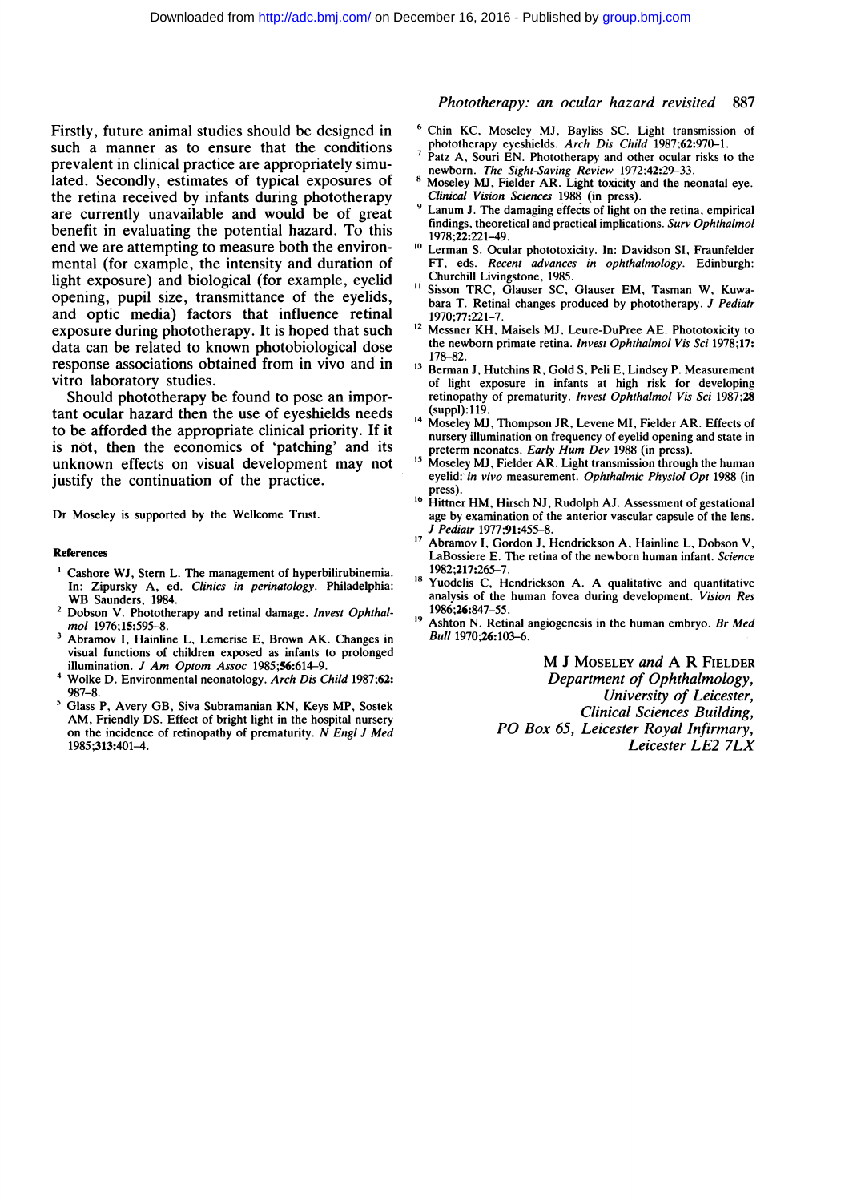Firstly, future animal studies should be designed in such a manner as to ensure that the conditions prevalent in clinical practice are appropriately simulated. Secondly, estimates of typical exposures of the retina received by infants during phototherapy are currently unavailable and would be of great benefit in evaluating the potential hazard. To this end we are attempting to measure both the environmental (for example, the intensity and duration of light exposure) and biological (for example, eyelid opening, pupil size, transmittance of the eyelids, and optic media) factors that influence retinal exposure during phototherapy. It is hoped that such data can be related to known photobiological dose response associations obtained from in vivo and in vitro laboratory studies.

Should phototherapy be found to pose an important ocular hazard then the use of eyeshields needs to be afforded the appropriate clinical priority. If it is not, then the economics of 'patching' and its unknown effects on visual development may not justify the continuation of the practice.

Dr Moseley is supported by the Wellcome Trust.

## References

1. Cashore WJ, Stern L. The management of hyperbilirubinemia. In: Zipursky A, ed. *Clinics in perinatology*. Philadelphia: WB Saunders, 1984.
2. Dobson V. Phototherapy and retinal damage. *Invest Ophthalmol* 1976;**15**:595–8.
3. Abramov I, Hainline L, Lemerise E, Brown AK. Changes in visual functions of children exposed as infants to prolonged illumination. *J Am Optom Assoc* 1985;**56**:614–9.
4. Wolke D. Environmental neonatology. *Arch Dis Child* 1987;**62**:987–8.
5. Glass P, Avery GB, Siva Subramanian KN, Keys MP, Sostek AM, Friendly DS. Effect of bright light in the hospital nursery on the incidence of retinopathy of prematurity. *N Engl J Med* 1985;**313**:401–4.
6. Chin KC, Moseley MJ, Bayliss SC. Light transmission of phototherapy eyeshields. *Arch Dis Child* 1987;**62**:970–1.
7. Patz A, Souri EN. Phototherapy and other ocular risks to the newborn. *The Sight-Saving Review* 1972;**42**:29–33.
8. Moseley MJ, Fielder AR. Light toxicity and the neonatal eye. *Clinical Vision Sciences* 1988 (in press).
9. Lanum J. The damaging effects of light on the retina, empirical findings, theoretical and practical implications. *Surv Ophthalmol* 1978;**22**:221–49.
10. Lerman S. Ocular phototoxicity. In: Davidson SI, Fraunfelder FT, eds. *Recent advances in ophthalmology*. Edinburgh: Churchill Livingstone, 1985.
11. Sisson TRC, Glauser SC, Glauser EM, Tasman W, Kuwabara T. Retinal changes produced by phototherapy. *J Pediatr* 1970;**77**:221–7.
12. Messner KH, Maisels MJ, Leure-DuPree AE. Phototoxicity to the newborn primate retina. *Invest Ophthalmol Vis Sci* 1978;**17**:178–82.
13. Berman J, Hutchins R, Gold S, Peli E, Lindsey P. Measurement of light exposure in infants at high risk for developing retinopathy of prematurity. *Invest Ophthalmol Vis Sci* 1987;**28** (suppl):119.
14. Moseley MJ, Thompson JR, Levene MI, Fielder AR. Effects of nursery illumination on frequency of eyelid opening and state in preterm neonates. *Early Hum Dev* 1988 (in press).
15. Moseley MJ, Fielder AR. Light transmission through the human eyelid: *in vivo* measurement. *Ophthalmic Physiol Opt* 1988 (in press).
16. Hittner HM, Hirsch NJ, Rudolph AJ. Assessment of gestational age by examination of the anterior vascular capsule of the lens. *J Pediatr* 1977;**91**:455–8.
17. Abramov I, Gordon J, Hendrickson A, Hainline L, Dobson V, LaBossiere E. The retina of the newborn human infant. *Science* 1982;**217**:265–7.
18. Yuodelis C, Hendrickson A. A qualitative and quantitative analysis of the human fovea during development. *Vision Res* 1986;**26**:847–55.
19. Ashton N. Retinal angiogenesis in the human embryo. *Br Med Bull* 1970;**26**:103–6.

M J Moseley *and* A R Fielder
*Department of Ophthalmology,*
*University of Leicester,*
*Clinical Sciences Building,*
*PO Box 65, Leicester Royal Infirmary,*
*Leicester LE2 7LX*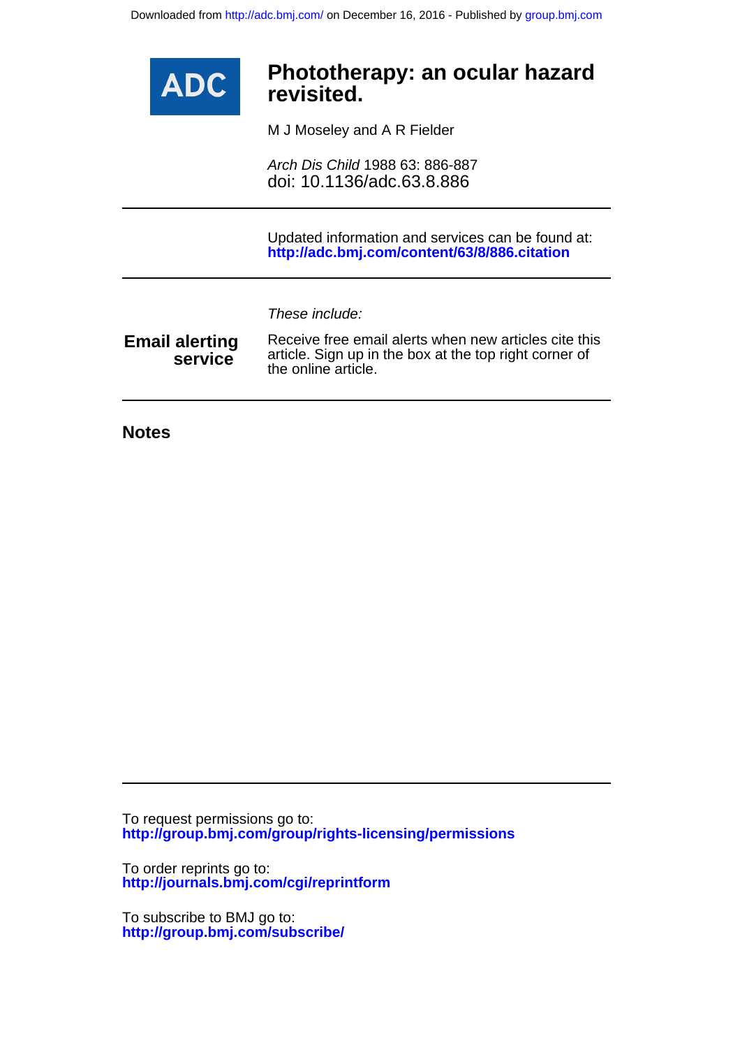Downloaded from http://adc.bmj.com/ on December 16, 2016 - Published by group.bmj.com

**ADC**

# Phototherapy: an ocular hazard revisited.

M J Moseley and A R Fielder

*Arch Dis Child* 1988 63: 886-887
doi: 10.1136/adc.63.8.886

---

Updated information and services can be found at:
**http://adc.bmj.com/content/63/8/886.citation**

---

*These include:*

**Email alerting service**

Receive free email alerts when new articles cite this article. Sign up in the box at the top right corner of the online article.

---

## Notes

---

To request permissions go to:
**http://group.bmj.com/group/rights-licensing/permissions**

To order reprints go to:
**http://journals.bmj.com/cgi/reprintform**

To subscribe to BMJ go to:
**http://group.bmj.com/subscribe/**